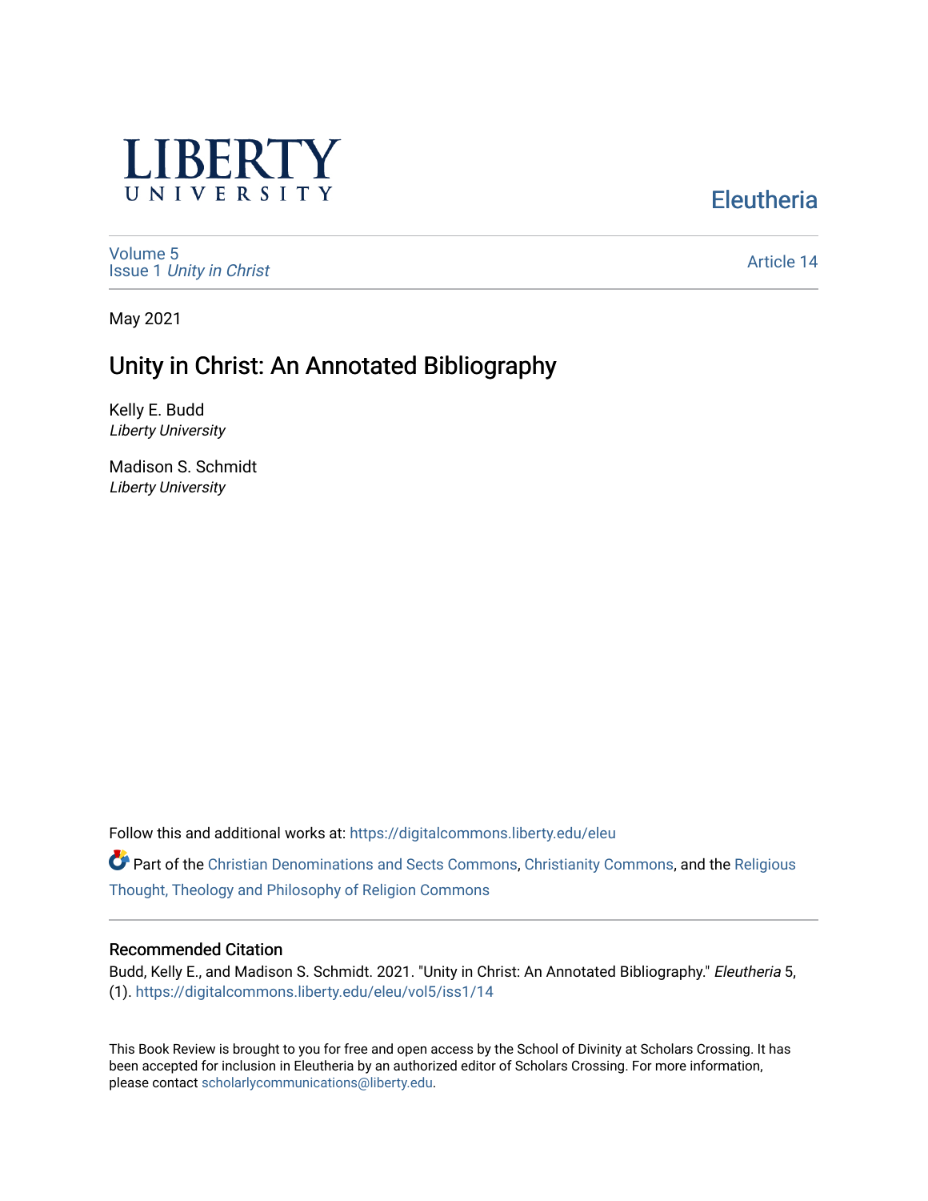LIBERTY UNIVERSITY

Eleutheria

Volume 5
Issue 1 *Unity in Christ*

Article 14

May 2021

# Unity in Christ: An Annotated Bibliography

Kelly E. Budd
*Liberty University*

Madison S. Schmidt
*Liberty University*

Follow this and additional works at: https://digitalcommons.liberty.edu/eleu

Part of the Christian Denominations and Sects Commons, Christianity Commons, and the Religious Thought, Theology and Philosophy of Religion Commons

## Recommended Citation

Budd, Kelly E., and Madison S. Schmidt. 2021. "Unity in Christ: An Annotated Bibliography." *Eleutheria* 5, (1). https://digitalcommons.liberty.edu/eleu/vol5/iss1/14

This Book Review is brought to you for free and open access by the School of Divinity at Scholars Crossing. It has been accepted for inclusion in Eleutheria by an authorized editor of Scholars Crossing. For more information, please contact scholarlycommunications@liberty.edu.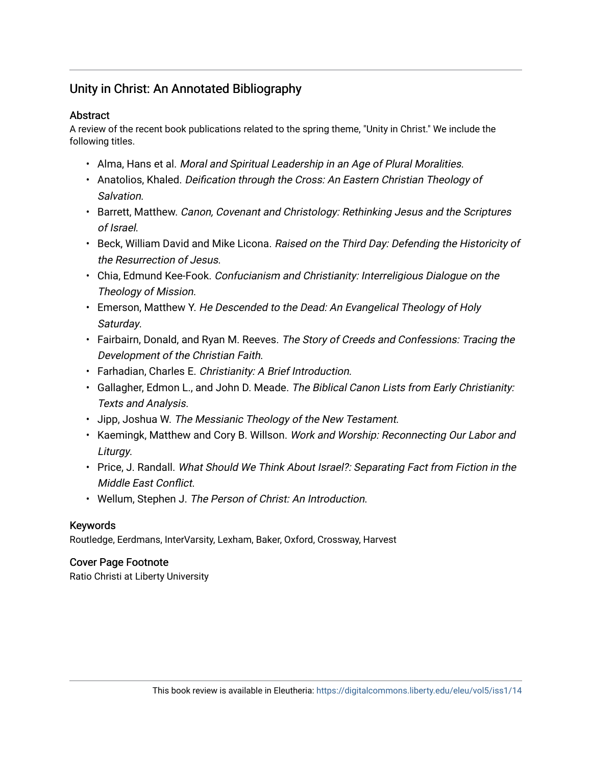## Unity in Christ: An Annotated Bibliography

### Abstract

A review of the recent book publications related to the spring theme, "Unity in Christ." We include the following titles.

- Alma, Hans et al. *Moral and Spiritual Leadership in an Age of Plural Moralities*.
- Anatolios, Khaled. *Deification through the Cross: An Eastern Christian Theology of Salvation*.
- Barrett, Matthew. *Canon, Covenant and Christology: Rethinking Jesus and the Scriptures of Israel*.
- Beck, William David and Mike Licona. *Raised on the Third Day: Defending the Historicity of the Resurrection of Jesus*.
- Chia, Edmund Kee-Fook. *Confucianism and Christianity: Interreligious Dialogue on the Theology of Mission*.
- Emerson, Matthew Y. *He Descended to the Dead: An Evangelical Theology of Holy Saturday*.
- Fairbairn, Donald, and Ryan M. Reeves. *The Story of Creeds and Confessions: Tracing the Development of the Christian Faith*.
- Farhadian, Charles E. *Christianity: A Brief Introduction*.
- Gallagher, Edmon L., and John D. Meade. *The Biblical Canon Lists from Early Christianity: Texts and Analysis*.
- Jipp, Joshua W. *The Messianic Theology of the New Testament*.
- Kaemingk, Matthew and Cory B. Willson. *Work and Worship: Reconnecting Our Labor and Liturgy*.
- Price, J. Randall. *What Should We Think About Israel?: Separating Fact from Fiction in the Middle East Conflict*.
- Wellum, Stephen J. *The Person of Christ: An Introduction.*

### Keywords

Routledge, Eerdmans, InterVarsity, Lexham, Baker, Oxford, Crossway, Harvest

### Cover Page Footnote

Ratio Christi at Liberty University

This book review is available in Eleutheria: https://digitalcommons.liberty.edu/eleu/vol5/iss1/14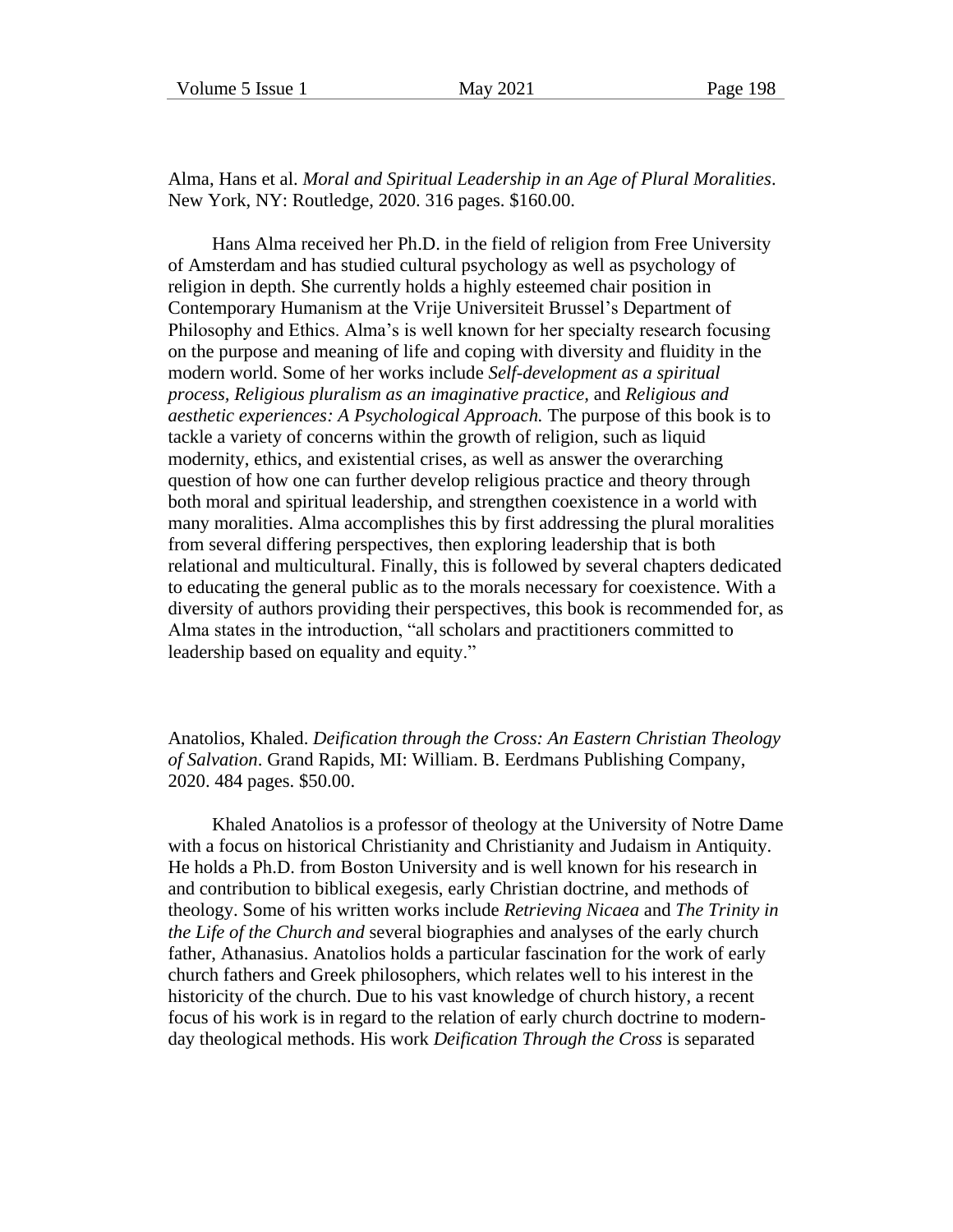Alma, Hans et al. *Moral and Spiritual Leadership in an Age of Plural Moralities*. New York, NY: Routledge, 2020. 316 pages. $160.00.

Hans Alma received her Ph.D. in the field of religion from Free University of Amsterdam and has studied cultural psychology as well as psychology of religion in depth. She currently holds a highly esteemed chair position in Contemporary Humanism at the Vrije Universiteit Brussel's Department of Philosophy and Ethics. Alma's is well known for her specialty research focusing on the purpose and meaning of life and coping with diversity and fluidity in the modern world. Some of her works include *Self-development as a spiritual process, Religious pluralism as an imaginative practice,* and *Religious and aesthetic experiences: A Psychological Approach.* The purpose of this book is to tackle a variety of concerns within the growth of religion, such as liquid modernity, ethics, and existential crises, as well as answer the overarching question of how one can further develop religious practice and theory through both moral and spiritual leadership, and strengthen coexistence in a world with many moralities. Alma accomplishes this by first addressing the plural moralities from several differing perspectives, then exploring leadership that is both relational and multicultural. Finally, this is followed by several chapters dedicated to educating the general public as to the morals necessary for coexistence. With a diversity of authors providing their perspectives, this book is recommended for, as Alma states in the introduction, "all scholars and practitioners committed to leadership based on equality and equity."

Anatolios, Khaled. *Deification through the Cross: An Eastern Christian Theology of Salvation*. Grand Rapids, MI: William. B. Eerdmans Publishing Company, 2020. 484 pages. $50.00.

Khaled Anatolios is a professor of theology at the University of Notre Dame with a focus on historical Christianity and Christianity and Judaism in Antiquity. He holds a Ph.D. from Boston University and is well known for his research in and contribution to biblical exegesis, early Christian doctrine, and methods of theology. Some of his written works include *Retrieving Nicaea* and *The Trinity in the Life of the Church and* several biographies and analyses of the early church father, Athanasius. Anatolios holds a particular fascination for the work of early church fathers and Greek philosophers, which relates well to his interest in the historicity of the church. Due to his vast knowledge of church history, a recent focus of his work is in regard to the relation of early church doctrine to modern-day theological methods. His work *Deification Through the Cross* is separated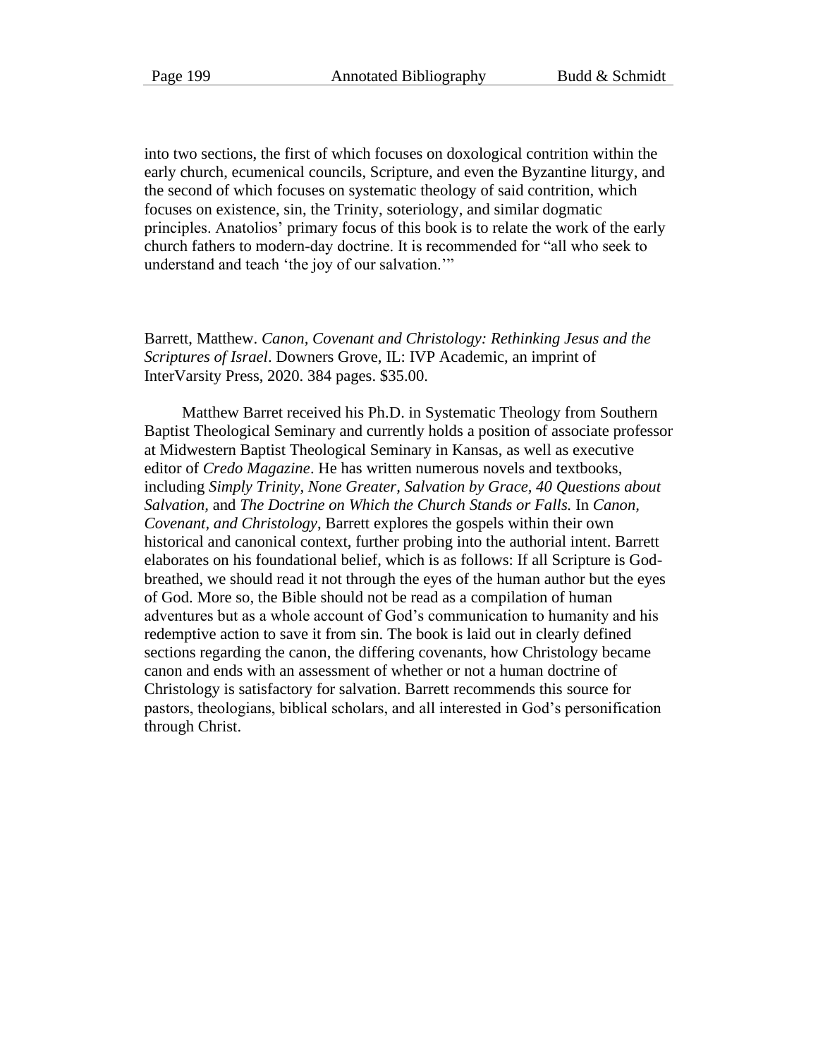into two sections, the first of which focuses on doxological contrition within the early church, ecumenical councils, Scripture, and even the Byzantine liturgy, and the second of which focuses on systematic theology of said contrition, which focuses on existence, sin, the Trinity, soteriology, and similar dogmatic principles. Anatolios' primary focus of this book is to relate the work of the early church fathers to modern-day doctrine. It is recommended for "all who seek to understand and teach 'the joy of our salvation.'"

Barrett, Matthew. *Canon, Covenant and Christology: Rethinking Jesus and the Scriptures of Israel*. Downers Grove, IL: IVP Academic, an imprint of InterVarsity Press, 2020. 384 pages. $35.00.

Matthew Barret received his Ph.D. in Systematic Theology from Southern Baptist Theological Seminary and currently holds a position of associate professor at Midwestern Baptist Theological Seminary in Kansas, as well as executive editor of *Credo Magazine*. He has written numerous novels and textbooks, including *Simply Trinity*, *None Greater, Salvation by Grace, 40 Questions about Salvation*, and *The Doctrine on Which the Church Stands or Falls.* In *Canon, Covenant, and Christology*, Barrett explores the gospels within their own historical and canonical context, further probing into the authorial intent. Barrett elaborates on his foundational belief, which is as follows: If all Scripture is God-breathed, we should read it not through the eyes of the human author but the eyes of God. More so, the Bible should not be read as a compilation of human adventures but as a whole account of God's communication to humanity and his redemptive action to save it from sin. The book is laid out in clearly defined sections regarding the canon, the differing covenants, how Christology became canon and ends with an assessment of whether or not a human doctrine of Christology is satisfactory for salvation. Barrett recommends this source for pastors, theologians, biblical scholars, and all interested in God's personification through Christ.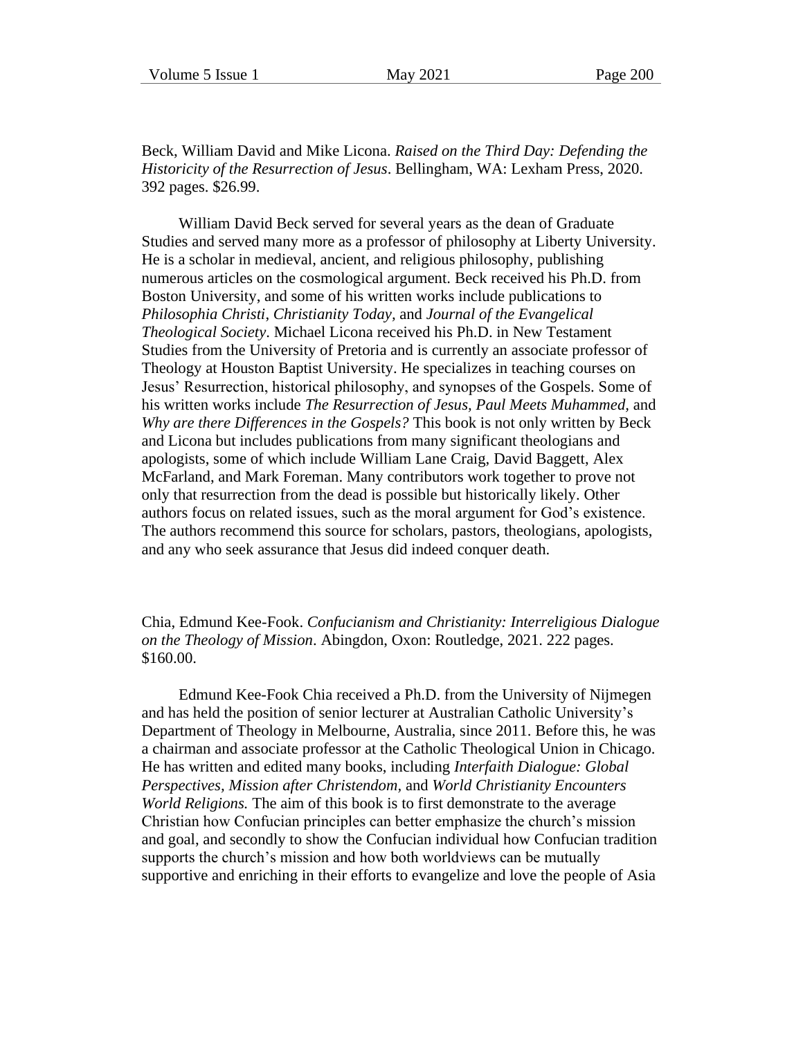Beck, William David and Mike Licona. *Raised on the Third Day: Defending the Historicity of the Resurrection of Jesus*. Bellingham, WA: Lexham Press, 2020. 392 pages. $26.99.

William David Beck served for several years as the dean of Graduate Studies and served many more as a professor of philosophy at Liberty University. He is a scholar in medieval, ancient, and religious philosophy, publishing numerous articles on the cosmological argument. Beck received his Ph.D. from Boston University, and some of his written works include publications to *Philosophia Christi*, *Christianity Today,* and *Journal of the Evangelical Theological Society*. Michael Licona received his Ph.D. in New Testament Studies from the University of Pretoria and is currently an associate professor of Theology at Houston Baptist University. He specializes in teaching courses on Jesus' Resurrection, historical philosophy, and synopses of the Gospels. Some of his written works include *The Resurrection of Jesus, Paul Meets Muhammed,* and *Why are there Differences in the Gospels?* This book is not only written by Beck and Licona but includes publications from many significant theologians and apologists, some of which include William Lane Craig, David Baggett, Alex McFarland, and Mark Foreman. Many contributors work together to prove not only that resurrection from the dead is possible but historically likely. Other authors focus on related issues, such as the moral argument for God's existence. The authors recommend this source for scholars, pastors, theologians, apologists, and any who seek assurance that Jesus did indeed conquer death.

Chia, Edmund Kee-Fook. *Confucianism and Christianity: Interreligious Dialogue on the Theology of Mission*. Abingdon, Oxon: Routledge, 2021. 222 pages. $160.00.

Edmund Kee-Fook Chia received a Ph.D. from the University of Nijmegen and has held the position of senior lecturer at Australian Catholic University's Department of Theology in Melbourne, Australia, since 2011. Before this, he was a chairman and associate professor at the Catholic Theological Union in Chicago. He has written and edited many books, including *Interfaith Dialogue: Global Perspectives*, *Mission after Christendom*, and *World Christianity Encounters World Religions.* The aim of this book is to first demonstrate to the average Christian how Confucian principles can better emphasize the church's mission and goal, and secondly to show the Confucian individual how Confucian tradition supports the church's mission and how both worldviews can be mutually supportive and enriching in their efforts to evangelize and love the people of Asia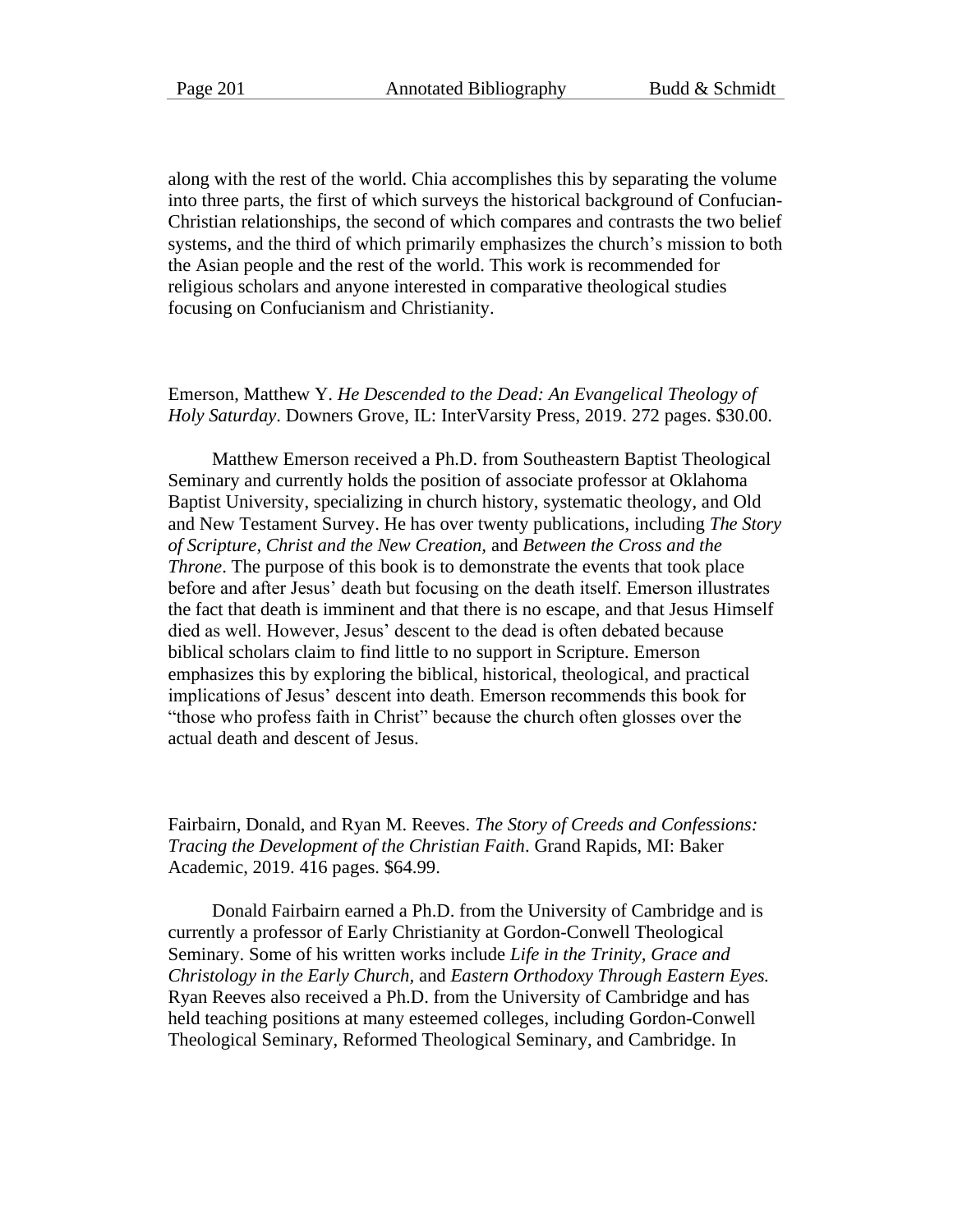along with the rest of the world. Chia accomplishes this by separating the volume into three parts, the first of which surveys the historical background of Confucian-Christian relationships, the second of which compares and contrasts the two belief systems, and the third of which primarily emphasizes the church's mission to both the Asian people and the rest of the world. This work is recommended for religious scholars and anyone interested in comparative theological studies focusing on Confucianism and Christianity.

Emerson, Matthew Y. *He Descended to the Dead: An Evangelical Theology of Holy Saturday*. Downers Grove, IL: InterVarsity Press, 2019. 272 pages. $30.00.

Matthew Emerson received a Ph.D. from Southeastern Baptist Theological Seminary and currently holds the position of associate professor at Oklahoma Baptist University, specializing in church history, systematic theology, and Old and New Testament Survey. He has over twenty publications, including *The Story of Scripture*, *Christ and the New Creation*, and *Between the Cross and the Throne*. The purpose of this book is to demonstrate the events that took place before and after Jesus' death but focusing on the death itself. Emerson illustrates the fact that death is imminent and that there is no escape, and that Jesus Himself died as well. However, Jesus' descent to the dead is often debated because biblical scholars claim to find little to no support in Scripture. Emerson emphasizes this by exploring the biblical, historical, theological, and practical implications of Jesus' descent into death. Emerson recommends this book for "those who profess faith in Christ" because the church often glosses over the actual death and descent of Jesus.

Fairbairn, Donald, and Ryan M. Reeves. *The Story of Creeds and Confessions: Tracing the Development of the Christian Faith*. Grand Rapids, MI: Baker Academic, 2019. 416 pages. $64.99.

Donald Fairbairn earned a Ph.D. from the University of Cambridge and is currently a professor of Early Christianity at Gordon-Conwell Theological Seminary. Some of his written works include *Life in the Trinity*, *Grace and Christology in the Early Church*, and *Eastern Orthodoxy Through Eastern Eyes.* Ryan Reeves also received a Ph.D. from the University of Cambridge and has held teaching positions at many esteemed colleges, including Gordon-Conwell Theological Seminary, Reformed Theological Seminary, and Cambridge. In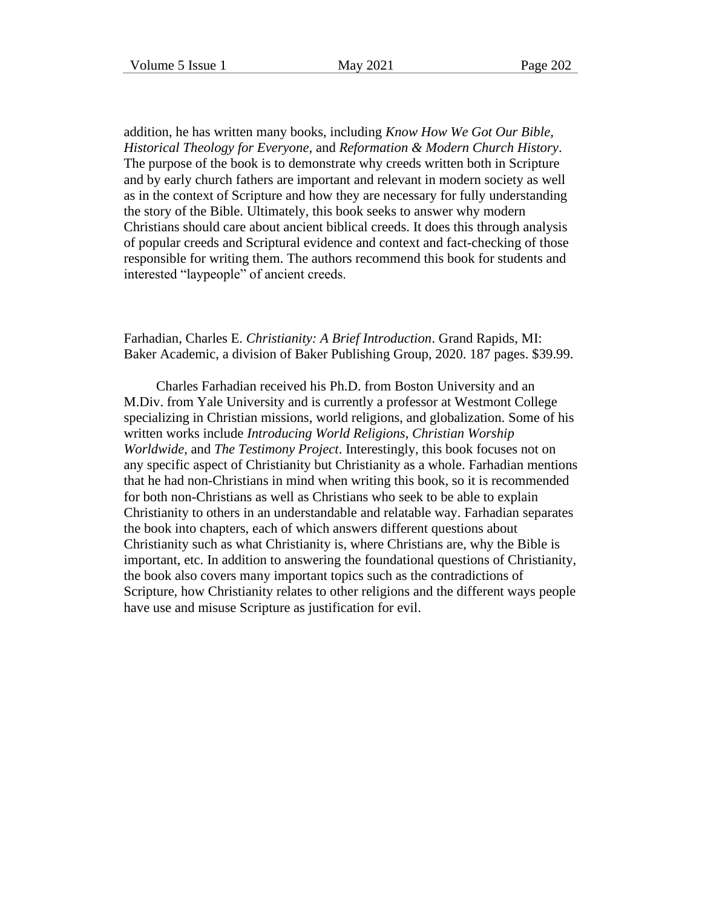addition, he has written many books, including *Know How We Got Our Bible, Historical Theology for Everyone*, and *Reformation & Modern Church History*. The purpose of the book is to demonstrate why creeds written both in Scripture and by early church fathers are important and relevant in modern society as well as in the context of Scripture and how they are necessary for fully understanding the story of the Bible. Ultimately, this book seeks to answer why modern Christians should care about ancient biblical creeds. It does this through analysis of popular creeds and Scriptural evidence and context and fact-checking of those responsible for writing them. The authors recommend this book for students and interested "laypeople" of ancient creeds.

Farhadian, Charles E. *Christianity: A Brief Introduction*. Grand Rapids, MI: Baker Academic, a division of Baker Publishing Group, 2020. 187 pages. $39.99.

Charles Farhadian received his Ph.D. from Boston University and an M.Div. from Yale University and is currently a professor at Westmont College specializing in Christian missions, world religions, and globalization. Some of his written works include *Introducing World Religions, Christian Worship Worldwide*, and *The Testimony Project*. Interestingly, this book focuses not on any specific aspect of Christianity but Christianity as a whole. Farhadian mentions that he had non-Christians in mind when writing this book, so it is recommended for both non-Christians as well as Christians who seek to be able to explain Christianity to others in an understandable and relatable way. Farhadian separates the book into chapters, each of which answers different questions about Christianity such as what Christianity is, where Christians are, why the Bible is important, etc. In addition to answering the foundational questions of Christianity, the book also covers many important topics such as the contradictions of Scripture, how Christianity relates to other religions and the different ways people have use and misuse Scripture as justification for evil.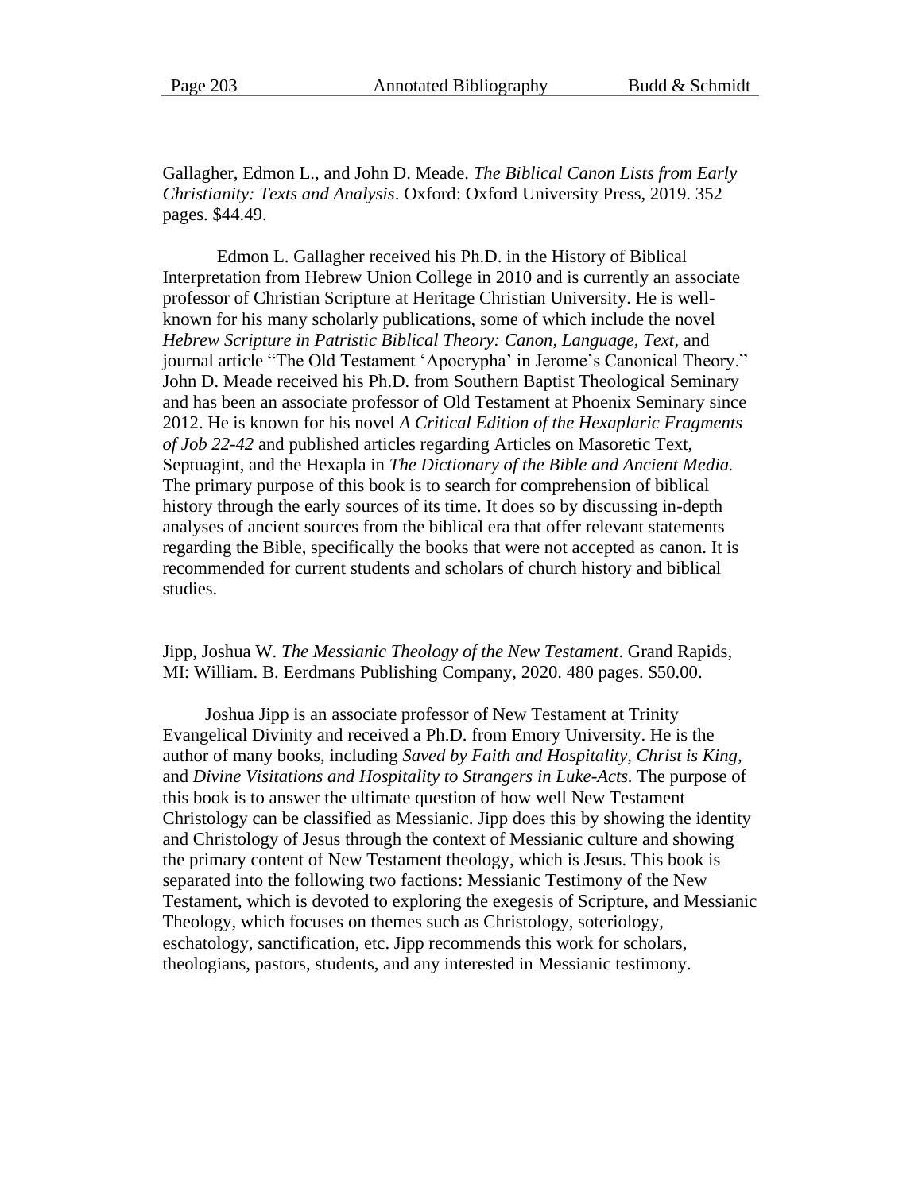Gallagher, Edmon L., and John D. Meade. *The Biblical Canon Lists from Early Christianity: Texts and Analysis*. Oxford: Oxford University Press, 2019. 352 pages. $44.49.

Edmon L. Gallagher received his Ph.D. in the History of Biblical Interpretation from Hebrew Union College in 2010 and is currently an associate professor of Christian Scripture at Heritage Christian University. He is well-known for his many scholarly publications, some of which include the novel *Hebrew Scripture in Patristic Biblical Theory: Canon, Language, Text*, and journal article "The Old Testament 'Apocrypha' in Jerome's Canonical Theory." John D. Meade received his Ph.D. from Southern Baptist Theological Seminary and has been an associate professor of Old Testament at Phoenix Seminary since 2012. He is known for his novel *A Critical Edition of the Hexaplaric Fragments of Job 22-42* and published articles regarding Articles on Masoretic Text, Septuagint, and the Hexapla in *The Dictionary of the Bible and Ancient Media.* The primary purpose of this book is to search for comprehension of biblical history through the early sources of its time. It does so by discussing in-depth analyses of ancient sources from the biblical era that offer relevant statements regarding the Bible, specifically the books that were not accepted as canon. It is recommended for current students and scholars of church history and biblical studies.

Jipp, Joshua W. *The Messianic Theology of the New Testament*. Grand Rapids, MI: William. B. Eerdmans Publishing Company, 2020. 480 pages. $50.00.

Joshua Jipp is an associate professor of New Testament at Trinity Evangelical Divinity and received a Ph.D. from Emory University. He is the author of many books, including *Saved by Faith and Hospitality, Christ is King,* and *Divine Visitations and Hospitality to Strangers in Luke-Acts.* The purpose of this book is to answer the ultimate question of how well New Testament Christology can be classified as Messianic. Jipp does this by showing the identity and Christology of Jesus through the context of Messianic culture and showing the primary content of New Testament theology, which is Jesus. This book is separated into the following two factions: Messianic Testimony of the New Testament, which is devoted to exploring the exegesis of Scripture, and Messianic Theology, which focuses on themes such as Christology, soteriology, eschatology, sanctification, etc. Jipp recommends this work for scholars, theologians, pastors, students, and any interested in Messianic testimony.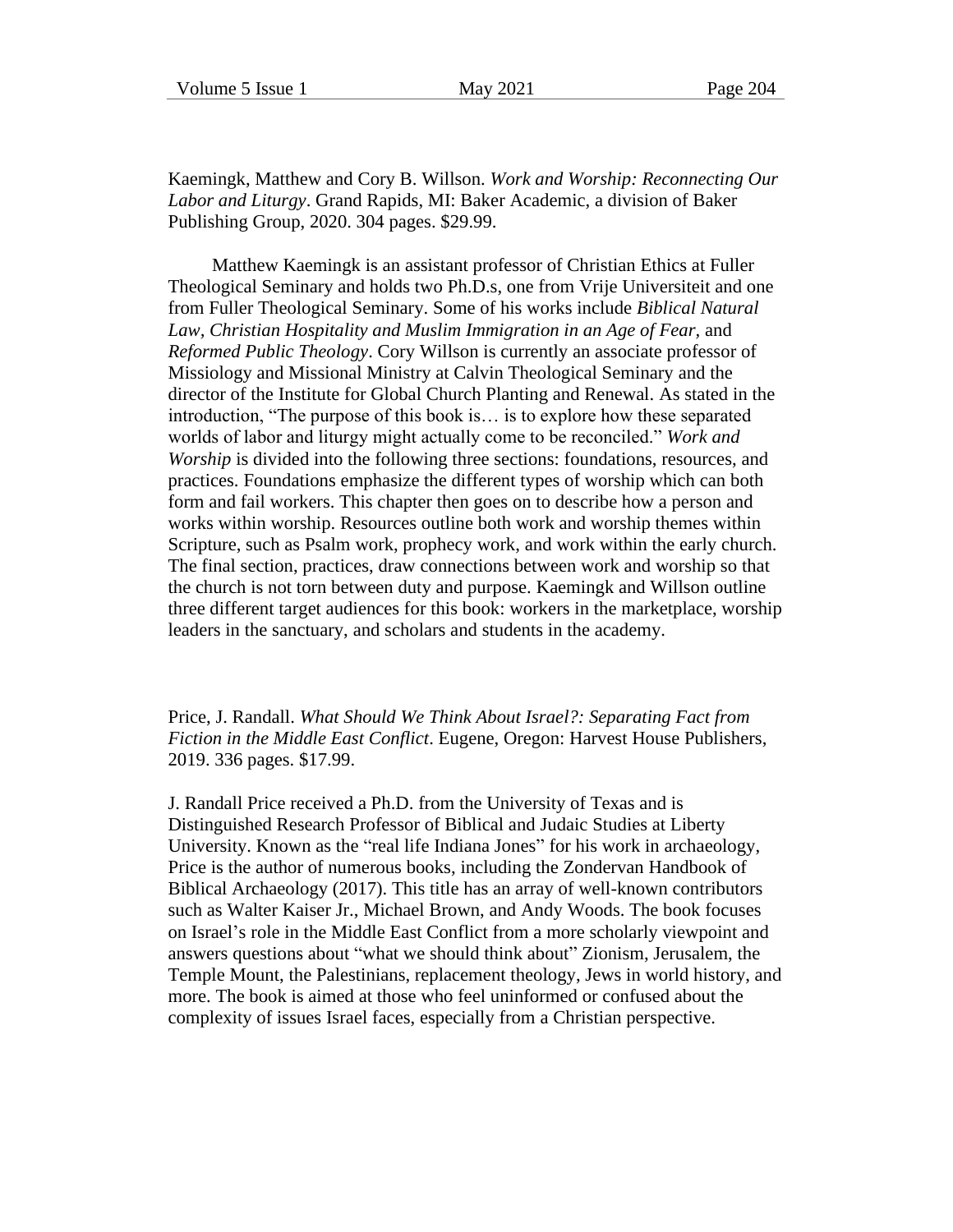Kaemingk, Matthew and Cory B. Willson. *Work and Worship: Reconnecting Our Labor and Liturgy*. Grand Rapids, MI: Baker Academic, a division of Baker Publishing Group, 2020. 304 pages. $29.99.

Matthew Kaemingk is an assistant professor of Christian Ethics at Fuller Theological Seminary and holds two Ph.D.s, one from Vrije Universiteit and one from Fuller Theological Seminary. Some of his works include *Biblical Natural Law*, *Christian Hospitality and Muslim Immigration in an Age of Fear*, and *Reformed Public Theology*. Cory Willson is currently an associate professor of Missiology and Missional Ministry at Calvin Theological Seminary and the director of the Institute for Global Church Planting and Renewal. As stated in the introduction, "The purpose of this book is… is to explore how these separated worlds of labor and liturgy might actually come to be reconciled." *Work and Worship* is divided into the following three sections: foundations, resources, and practices. Foundations emphasize the different types of worship which can both form and fail workers. This chapter then goes on to describe how a person and works within worship. Resources outline both work and worship themes within Scripture, such as Psalm work, prophecy work, and work within the early church. The final section, practices, draw connections between work and worship so that the church is not torn between duty and purpose. Kaemingk and Willson outline three different target audiences for this book: workers in the marketplace, worship leaders in the sanctuary, and scholars and students in the academy.

Price, J. Randall. *What Should We Think About Israel?: Separating Fact from Fiction in the Middle East Conflict*. Eugene, Oregon: Harvest House Publishers, 2019. 336 pages. $17.99.

J. Randall Price received a Ph.D. from the University of Texas and is Distinguished Research Professor of Biblical and Judaic Studies at Liberty University. Known as the "real life Indiana Jones" for his work in archaeology, Price is the author of numerous books, including the Zondervan Handbook of Biblical Archaeology (2017). This title has an array of well-known contributors such as Walter Kaiser Jr., Michael Brown, and Andy Woods. The book focuses on Israel's role in the Middle East Conflict from a more scholarly viewpoint and answers questions about "what we should think about" Zionism, Jerusalem, the Temple Mount, the Palestinians, replacement theology, Jews in world history, and more. The book is aimed at those who feel uninformed or confused about the complexity of issues Israel faces, especially from a Christian perspective.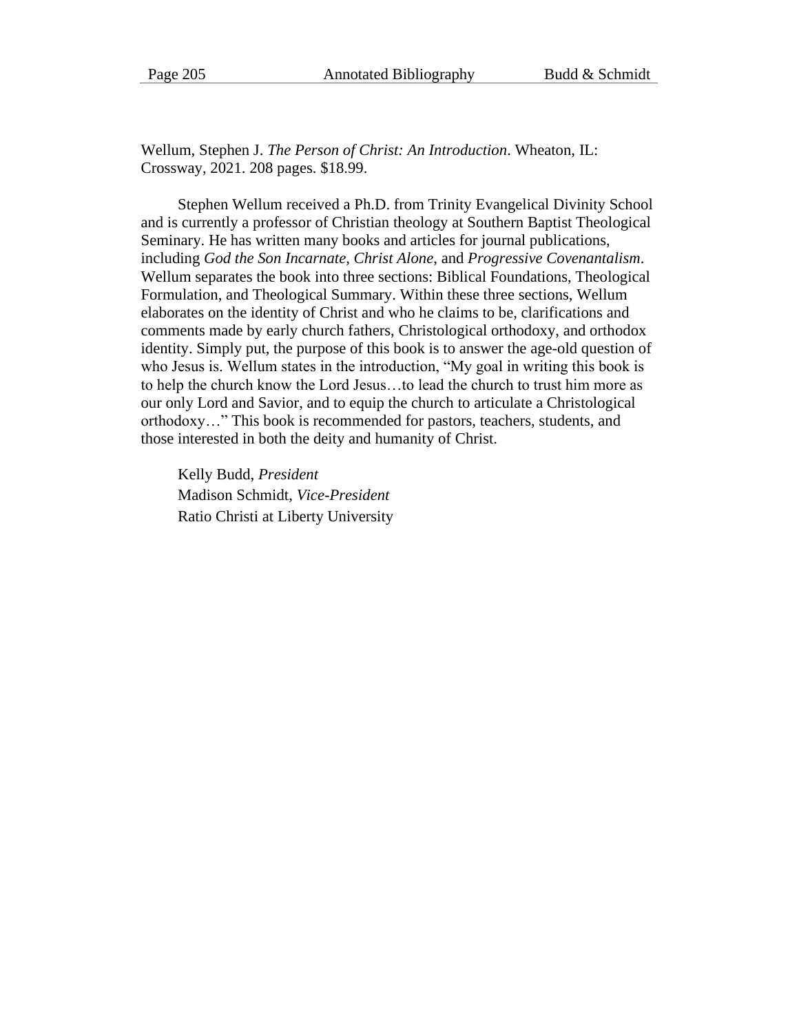Wellum, Stephen J. *The Person of Christ: An Introduction*. Wheaton, IL: Crossway, 2021. 208 pages. $18.99.

Stephen Wellum received a Ph.D. from Trinity Evangelical Divinity School and is currently a professor of Christian theology at Southern Baptist Theological Seminary. He has written many books and articles for journal publications, including *God the Son Incarnate*, *Christ Alone*, and *Progressive Covenantalism*. Wellum separates the book into three sections: Biblical Foundations, Theological Formulation, and Theological Summary. Within these three sections, Wellum elaborates on the identity of Christ and who he claims to be, clarifications and comments made by early church fathers, Christological orthodoxy, and orthodox identity. Simply put, the purpose of this book is to answer the age-old question of who Jesus is. Wellum states in the introduction, "My goal in writing this book is to help the church know the Lord Jesus…to lead the church to trust him more as our only Lord and Savior, and to equip the church to articulate a Christological orthodoxy…" This book is recommended for pastors, teachers, students, and those interested in both the deity and humanity of Christ.

Kelly Budd, *President*
Madison Schmidt, *Vice-President*
Ratio Christi at Liberty University